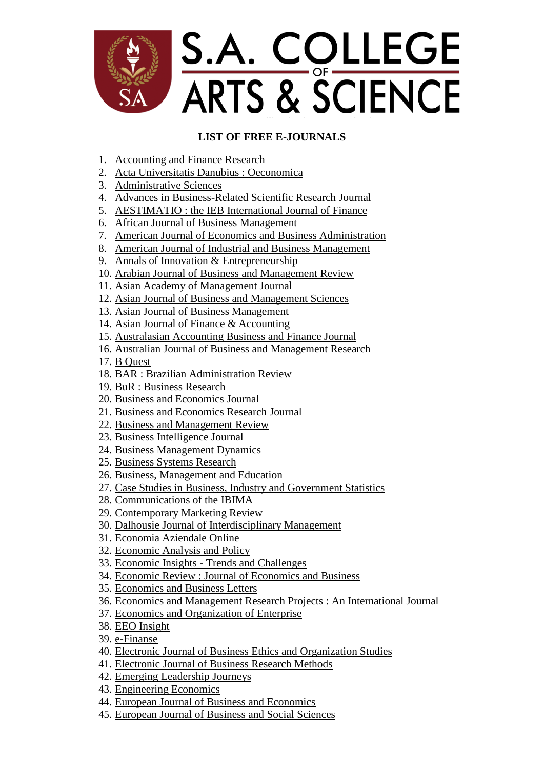# S.A. COLLEGE OF ARTS & SCIENCE

## LIST OF FREE E-JOURNALS

1. Accounting and Finance Research
2. Acta Universitatis Danubius : Oeconomica
3. Administrative Sciences
4. Advances in Business-Related Scientific Research Journal
5. AESTIMATIO : the IEB International Journal of Finance
6. African Journal of Business Management
7. American Journal of Economics and Business Administration
8. American Journal of Industrial and Business Management
9. Annals of Innovation & Entrepreneurship
10. Arabian Journal of Business and Management Review
11. Asian Academy of Management Journal
12. Asian Journal of Business and Management Sciences
13. Asian Journal of Business Management
14. Asian Journal of Finance & Accounting
15. Australasian Accounting Business and Finance Journal
16. Australian Journal of Business and Management Research
17. B Quest
18. BAR : Brazilian Administration Review
19. BuR : Business Research
20. Business and Economics Journal
21. Business and Economics Research Journal
22. Business and Management Review
23. Business Intelligence Journal
24. Business Management Dynamics
25. Business Systems Research
26. Business, Management and Education
27. Case Studies in Business, Industry and Government Statistics
28. Communications of the IBIMA
29. Contemporary Marketing Review
30. Dalhousie Journal of Interdisciplinary Management
31. Economia Aziendale Online
32. Economic Analysis and Policy
33. Economic Insights - Trends and Challenges
34. Economic Review : Journal of Economics and Business
35. Economics and Business Letters
36. Economics and Management Research Projects : An International Journal
37. Economics and Organization of Enterprise
38. EEO Insight
39. e-Finanse
40. Electronic Journal of Business Ethics and Organization Studies
41. Electronic Journal of Business Research Methods
42. Emerging Leadership Journeys
43. Engineering Economics
44. European Journal of Business and Economics
45. European Journal of Business and Social Sciences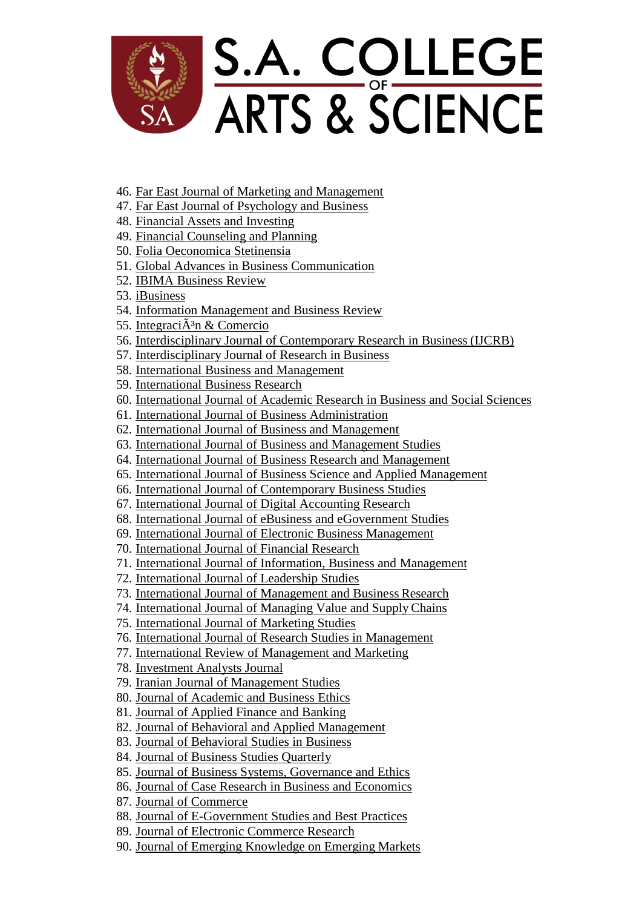46. Far East Journal of Marketing and Management
47. Far East Journal of Psychology and Business
48. Financial Assets and Investing
49. Financial Counseling and Planning
50. Folia Oeconomica Stetinensia
51. Global Advances in Business Communication
52. IBIMA Business Review
53. iBusiness
54. Information Management and Business Review
55. IntegraciÃ³n & Comercio
56. Interdisciplinary Journal of Contemporary Research in Business (IJCRB)
57. Interdisciplinary Journal of Research in Business
58. International Business and Management
59. International Business Research
60. International Journal of Academic Research in Business and Social Sciences
61. International Journal of Business Administration
62. International Journal of Business and Management
63. International Journal of Business and Management Studies
64. International Journal of Business Research and Management
65. International Journal of Business Science and Applied Management
66. International Journal of Contemporary Business Studies
67. International Journal of Digital Accounting Research
68. International Journal of eBusiness and eGovernment Studies
69. International Journal of Electronic Business Management
70. International Journal of Financial Research
71. International Journal of Information, Business and Management
72. International Journal of Leadership Studies
73. International Journal of Management and Business Research
74. International Journal of Managing Value and Supply Chains
75. International Journal of Marketing Studies
76. International Journal of Research Studies in Management
77. International Review of Management and Marketing
78. Investment Analysts Journal
79. Iranian Journal of Management Studies
80. Journal of Academic and Business Ethics
81. Journal of Applied Finance and Banking
82. Journal of Behavioral and Applied Management
83. Journal of Behavioral Studies in Business
84. Journal of Business Studies Quarterly
85. Journal of Business Systems, Governance and Ethics
86. Journal of Case Research in Business and Economics
87. Journal of Commerce
88. Journal of E-Government Studies and Best Practices
89. Journal of Electronic Commerce Research
90. Journal of Emerging Knowledge on Emerging Markets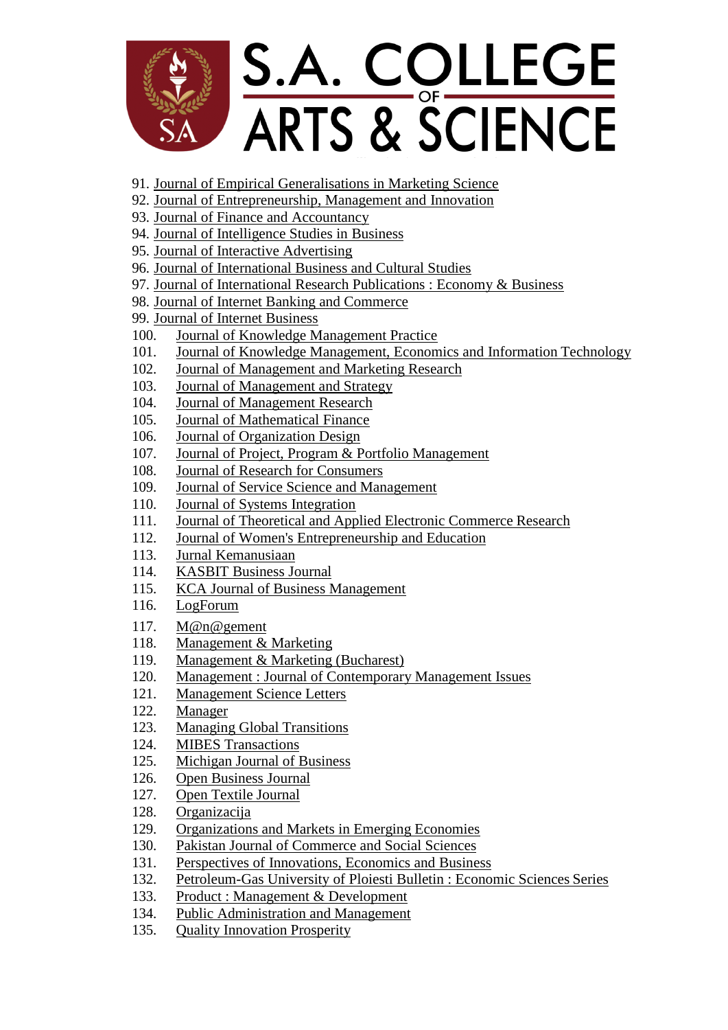91. Journal of Empirical Generalisations in Marketing Science
92. Journal of Entrepreneurship, Management and Innovation
93. Journal of Finance and Accountancy
94. Journal of Intelligence Studies in Business
95. Journal of Interactive Advertising
96. Journal of International Business and Cultural Studies
97. Journal of International Research Publications : Economy & Business
98. Journal of Internet Banking and Commerce
99. Journal of Internet Business
100. Journal of Knowledge Management Practice
101. Journal of Knowledge Management, Economics and Information Technology
102. Journal of Management and Marketing Research
103. Journal of Management and Strategy
104. Journal of Management Research
105. Journal of Mathematical Finance
106. Journal of Organization Design
107. Journal of Project, Program & Portfolio Management
108. Journal of Research for Consumers
109. Journal of Service Science and Management
110. Journal of Systems Integration
111. Journal of Theoretical and Applied Electronic Commerce Research
112. Journal of Women's Entrepreneurship and Education
113. Jurnal Kemanusiaan
114. KASBIT Business Journal
115. KCA Journal of Business Management
116. LogForum
117. M@n@gement
118. Management & Marketing
119. Management & Marketing (Bucharest)
120. Management : Journal of Contemporary Management Issues
121. Management Science Letters
122. Manager
123. Managing Global Transitions
124. MIBES Transactions
125. Michigan Journal of Business
126. Open Business Journal
127. Open Textile Journal
128. Organizacija
129. Organizations and Markets in Emerging Economies
130. Pakistan Journal of Commerce and Social Sciences
131. Perspectives of Innovations, Economics and Business
132. Petroleum-Gas University of Ploiesti Bulletin : Economic Sciences Series
133. Product : Management & Development
134. Public Administration and Management
135. Quality Innovation Prosperity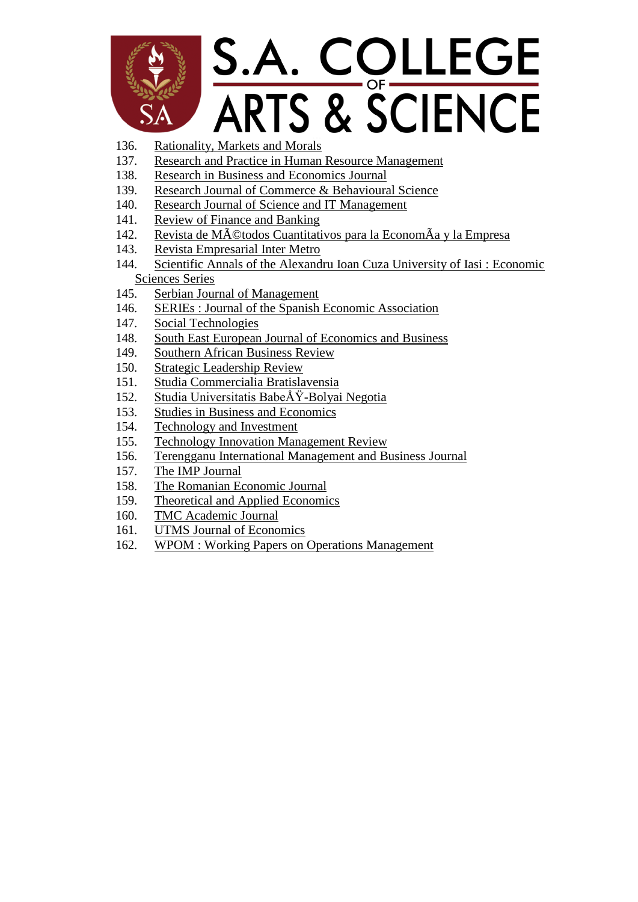136. Rationality, Markets and Morals
137. Research and Practice in Human Resource Management
138. Research in Business and Economics Journal
139. Research Journal of Commerce & Behavioural Science
140. Research Journal of Science and IT Management
141. Review of Finance and Banking
142. Revista de MÃ©todos Cuantitativos para la EconomÃa y la Empresa
143. Revista Empresarial Inter Metro
144. Scientific Annals of the Alexandru Ioan Cuza University of Iasi : Economic Sciences Series
145. Serbian Journal of Management
146. SERIEs : Journal of the Spanish Economic Association
147. Social Technologies
148. South East European Journal of Economics and Business
149. Southern African Business Review
150. Strategic Leadership Review
151. Studia Commercialia Bratislavensia
152. Studia Universitatis BabeÅŸ-Bolyai Negotia
153. Studies in Business and Economics
154. Technology and Investment
155. Technology Innovation Management Review
156. Terengganu International Management and Business Journal
157. The IMP Journal
158. The Romanian Economic Journal
159. Theoretical and Applied Economics
160. TMC Academic Journal
161. UTMS Journal of Economics
162. WPOM : Working Papers on Operations Management